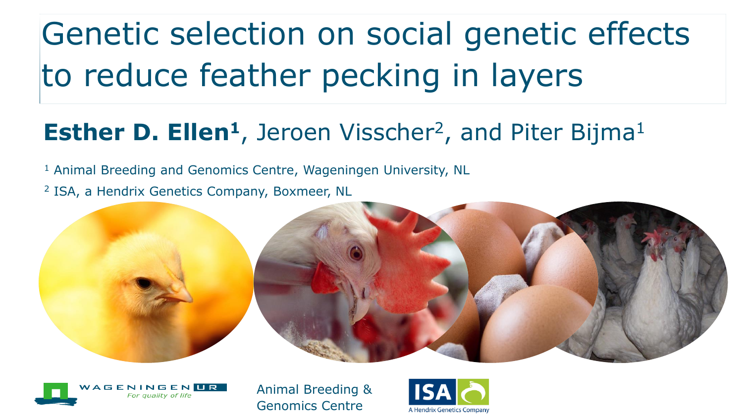# Genetic selection on social genetic effects to reduce feather pecking in layers

**Esther D. Ellen[1]**, Jeroen Visscher[2], and Piter Bijma[1]

[1] Animal Breeding and Genomics Centre, Wageningen University, NL

[2] ISA, a Hendrix Genetics Company, Boxmeer, NL

WAGENINGEN UR
*For quality of life*

Animal Breeding & Genomics Centre

ISA
A Hendrix Genetics Company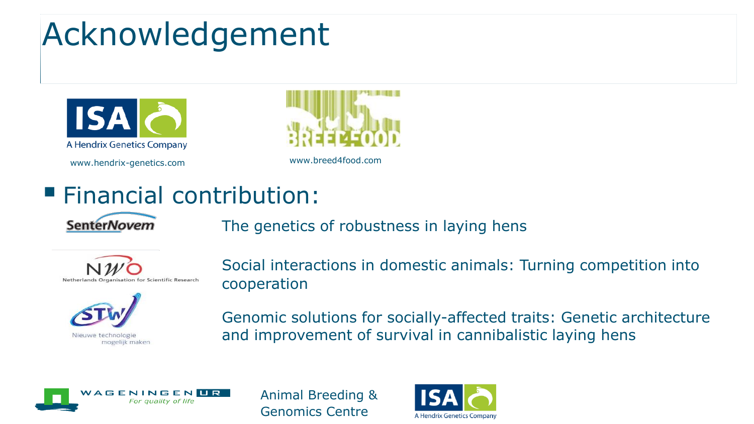# Acknowledgement

ISA — A Hendrix Genetics Company

www.hendrix-genetics.com

BREED4FOOD

www.breed4food.com

- Financial contribution:

SenterNovem — The genetics of robustness in laying hens

NWO — Netherlands Organisation for Scientific Research — Social interactions in domestic animals: Turning competition into cooperation

STW — Nieuwe technologie mogelijk maken — Genomic solutions for socially-affected traits: Genetic architecture and improvement of survival in cannibalistic laying hens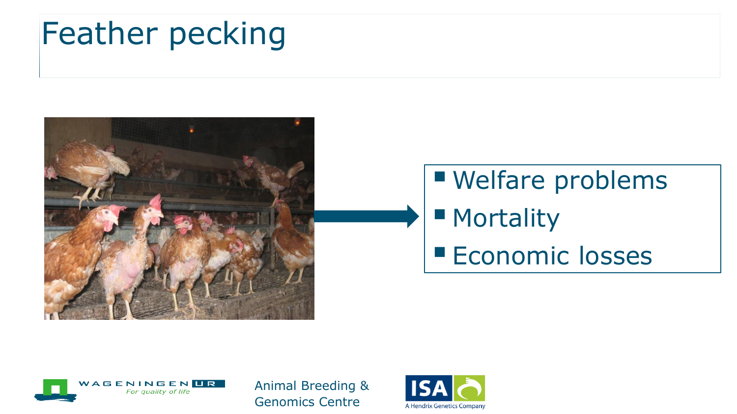# Feather pecking

- Welfare problems
- Mortality
- Economic losses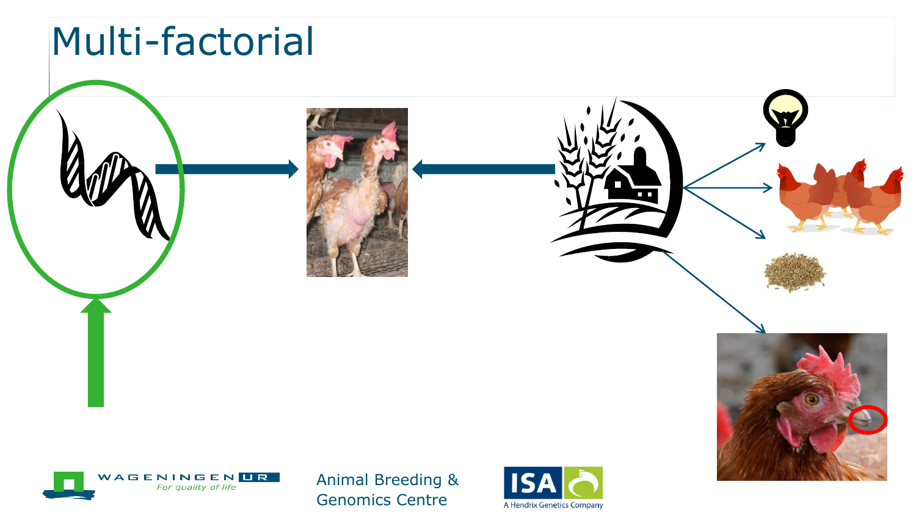# Multi-factorial

Animal Breeding & Genomics Centre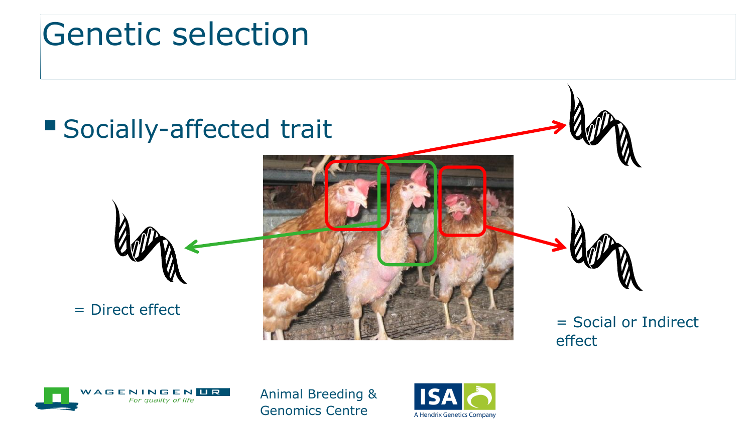# Genetic selection

- Socially-affected trait

= Direct effect

= Social or Indirect effect

Animal Breeding & Genomics Centre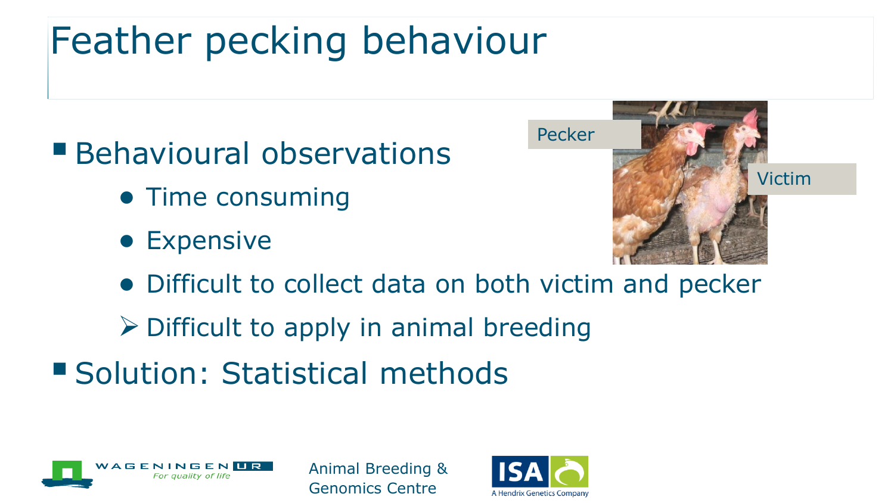# Feather pecking behaviour

- Behavioural observations
  - Time consuming
  - Expensive
  - Difficult to collect data on both victim and pecker
  - ➢ Difficult to apply in animal breeding
- Solution: Statistical methods

Pecker

Victim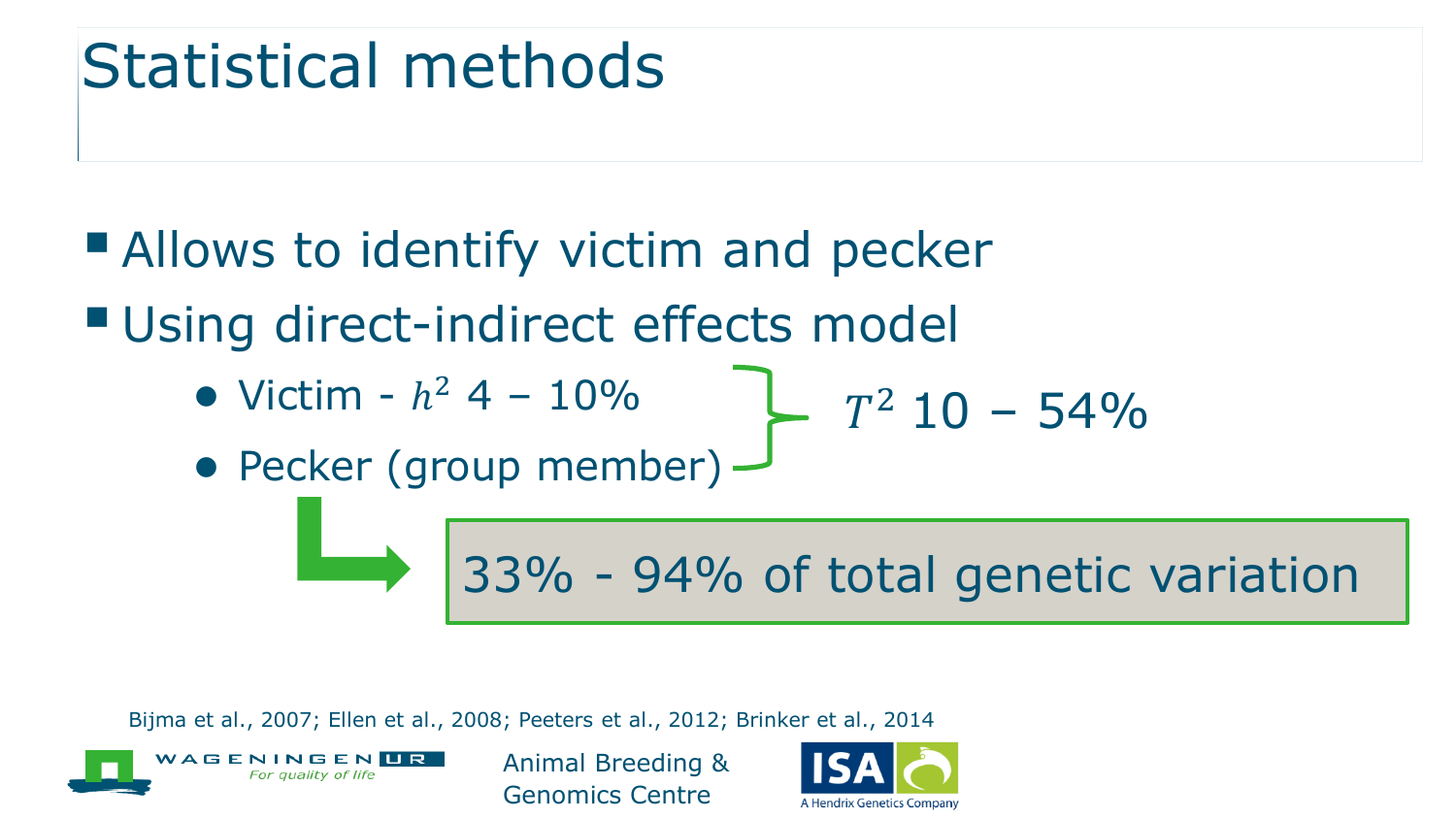# Statistical methods

- Allows to identify victim and pecker
- Using direct-indirect effects model
  - Victim - $h^2$ 4 – 10%
  - Pecker (group member)

} $T^2$ 10 – 54%

→ 33% - 94% of total genetic variation

Bijma et al., 2007; Ellen et al., 2008; Peeters et al., 2012; Brinker et al., 2014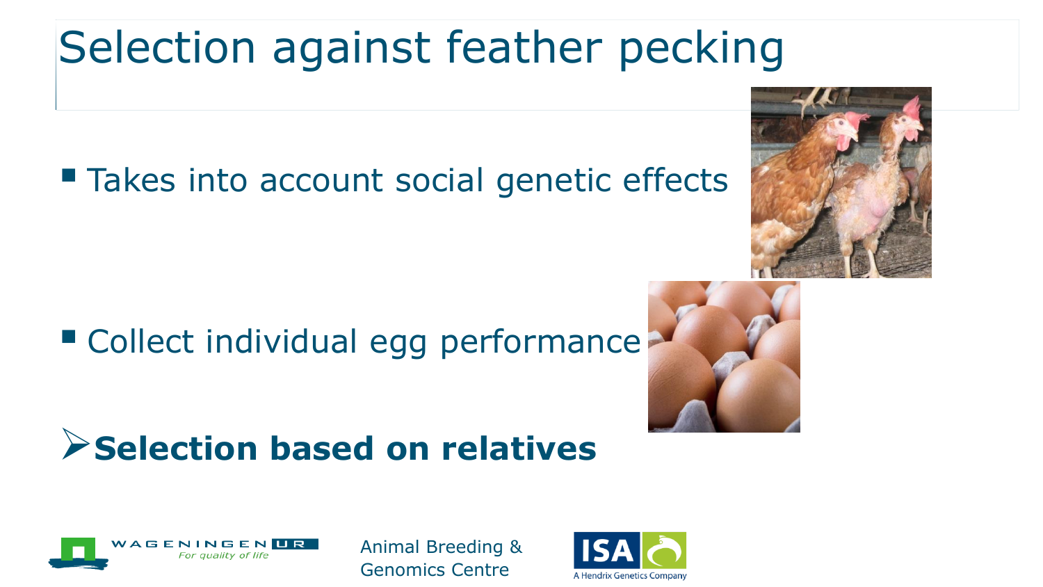# Selection against feather pecking

- Takes into account social genetic effects

- Collect individual egg performance

➢ **Selection based on relatives**

Animal Breeding & Genomics Centre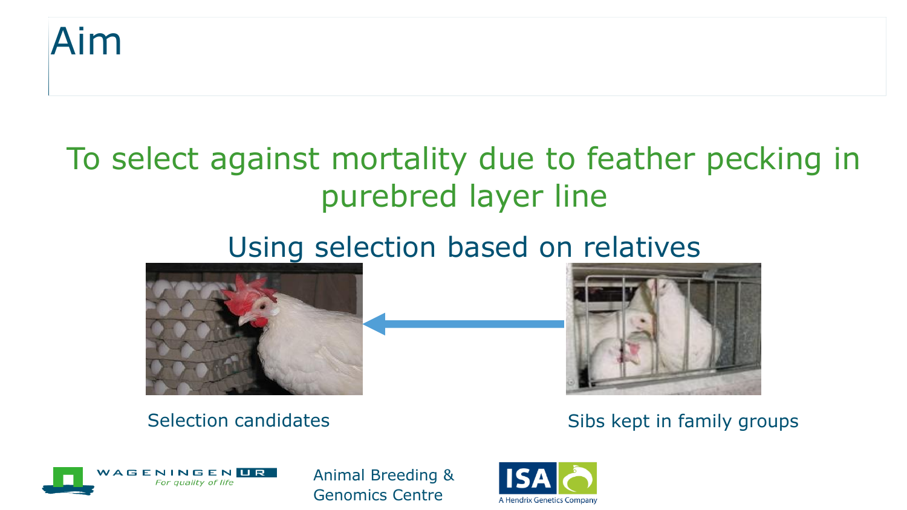# Aim

To select against mortality due to feather pecking in purebred layer line

Using selection based on relatives

Selection candidates

Sibs kept in family groups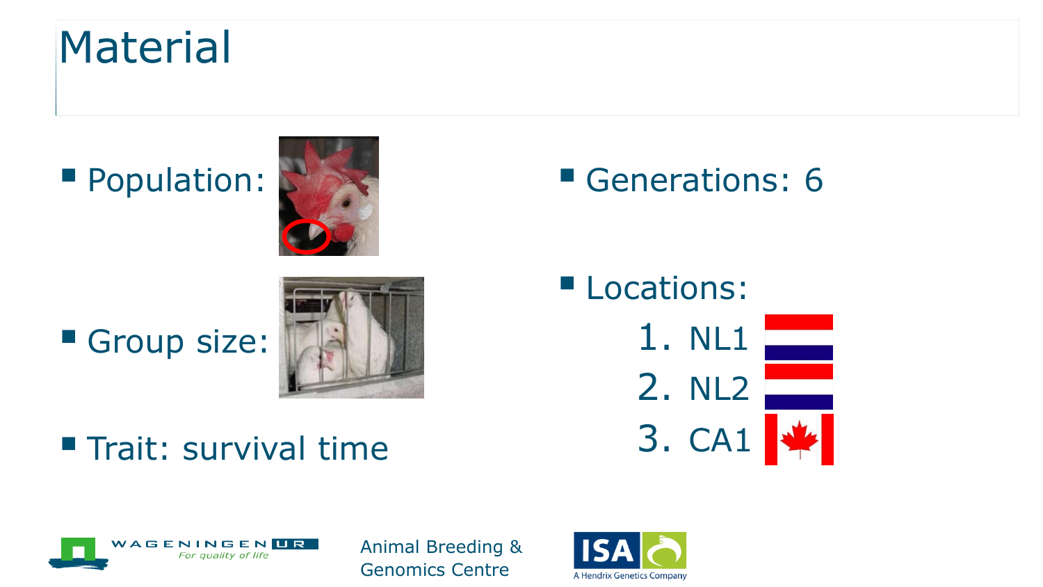# Material

- Population:
- Group size:
- Trait: survival time

- Generations: 6
- Locations:
  1. NL1
  2. NL2
  3. CA1

Animal Breeding & Genomics Centre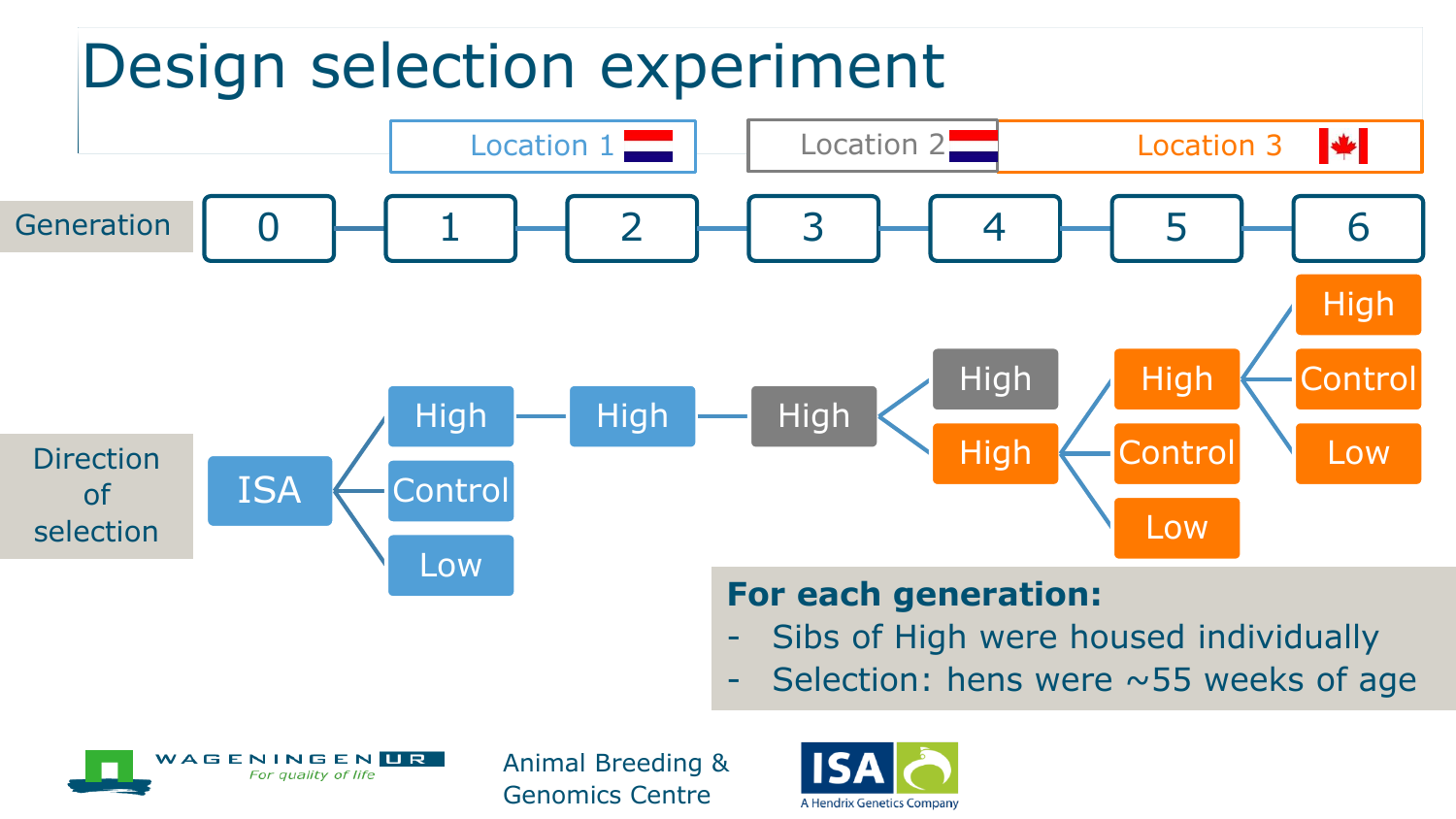# Design selection experiment

| | Location 1 (NL) | | Location 2 (NL) | | Location 3 (CA) | | |
|---|---|---|---|---|---|---|---|
| **Generation** | 0 | 1 | 2 | 3 | 4 | 5 | 6 |
| **Direction of selection** | ISA | High | High | High | High | High | High |
| | | Control | | | High | Control | Control |
| | | Low | | | | Low | Low |

**For each generation:**

- Sibs of High were housed individually
- Selection: hens were ~55 weeks of age

Wageningen UR — For quality of life

Animal Breeding & Genomics Centre

ISA — A Hendrix Genetics Company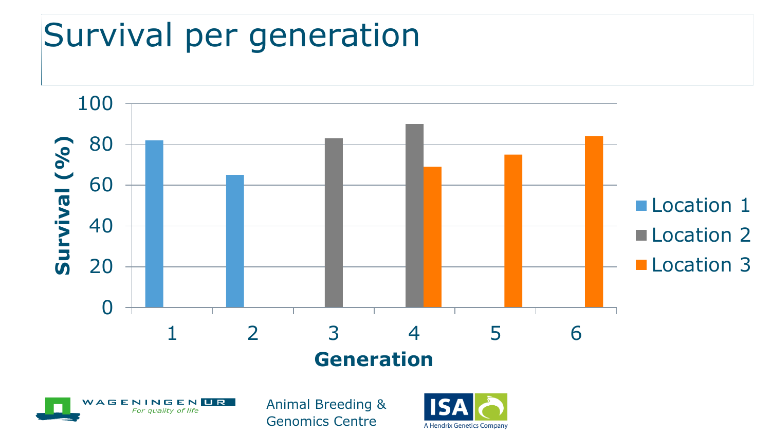# Survival per generation

| Generation | Location 1 | Location 2 | Location 3 |
|---|---|---|---|
| 1 | 82 | | |
| 2 | 65 | | |
| 3 | | 83 | |
| 4 | | 90 | 69 |
| 5 | | | 75 |
| 6 | | | 84 |

Survival (%)

Generation

Animal Breeding & Genomics Centre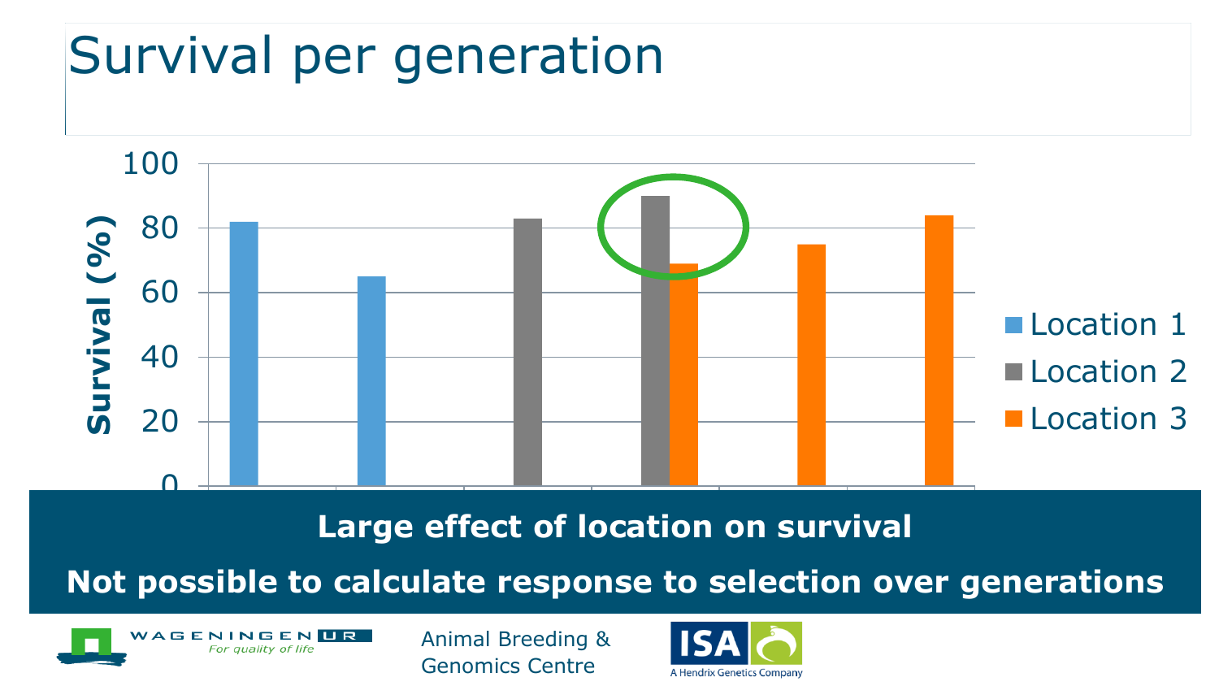# Survival per generation

Survival (%)

100
80
60
40
20
0

Location 1
Location 2
Location 3

**Large effect of location on survival**

**Not possible to calculate response to selection over generations**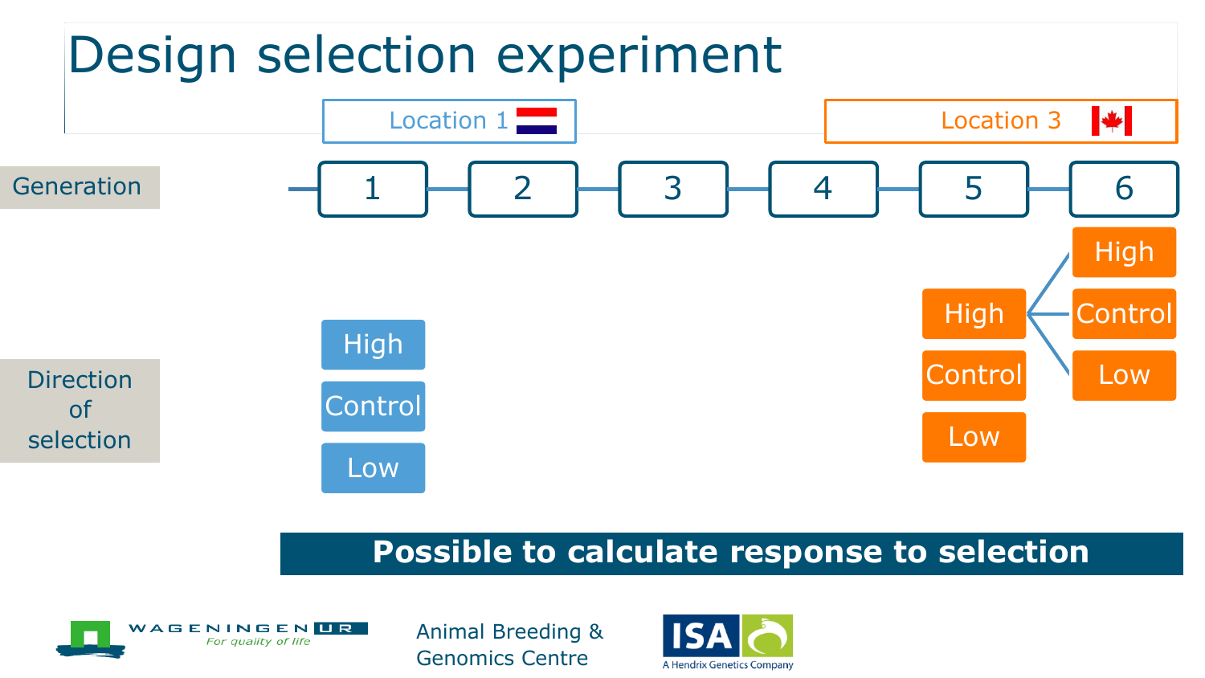# Design selection experiment

Location 1 | Location 3

**Generation:** 1 – 2 – 3 – 4 – 5 – 6

**Direction of selection:**

- Generation 1 (Location 1): High, Control, Low
- Generation 5 (Location 3): High, Control, Low
- Generation 6 (Location 3, from High): High, Control, Low

**Possible to calculate response to selection**

Animal Breeding & Genomics Centre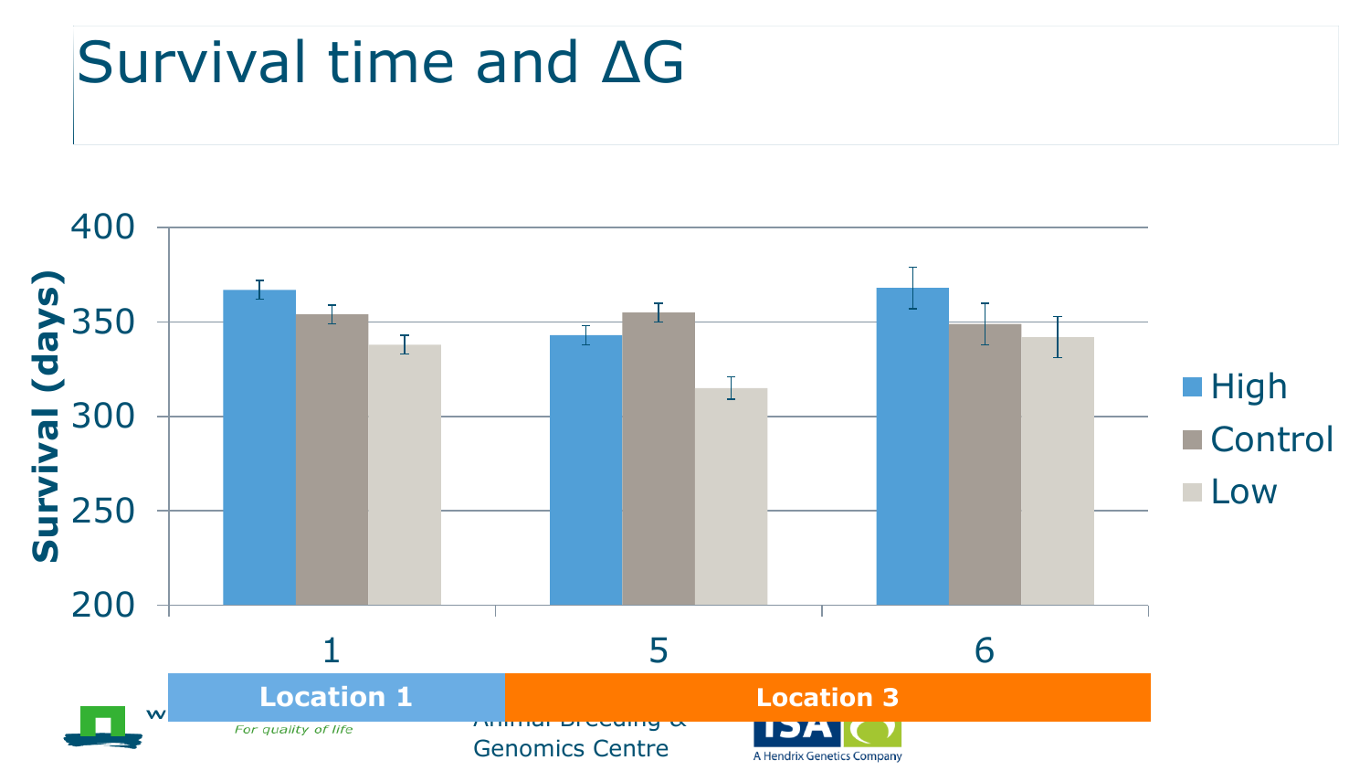# Survival time and ΔG

Survival (days)

400
350
300
250
200

1 5 6

High
Control
Low

Location 1 | Location 3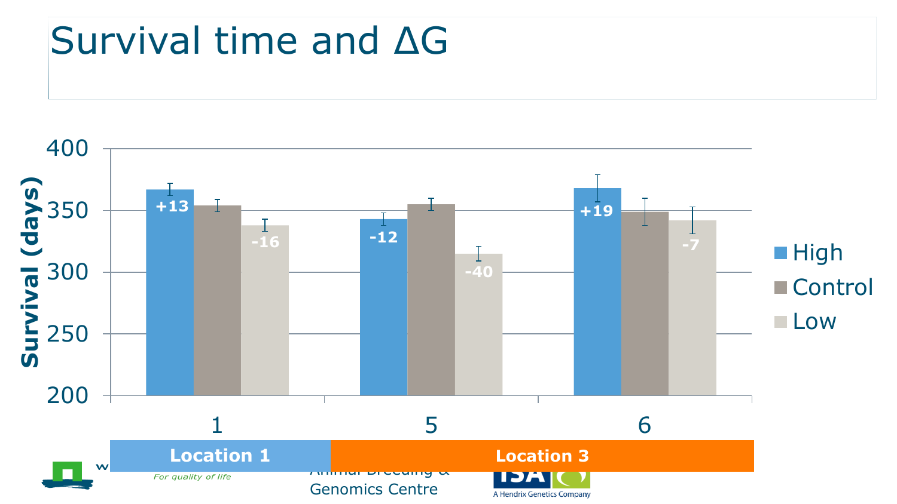# Survival time and ΔG

| Group | Location | High | Control | Low |
|---|---|---|---|---|
| 1 | Location 1 | +13 | | -16 |
| 5 | Location 3 | -12 | | -40 |
| 6 | Location 3 | +19 | | -7 |

Survival (days)

Animal Breeding & Genomics Centre

A Hendrix Genetics Company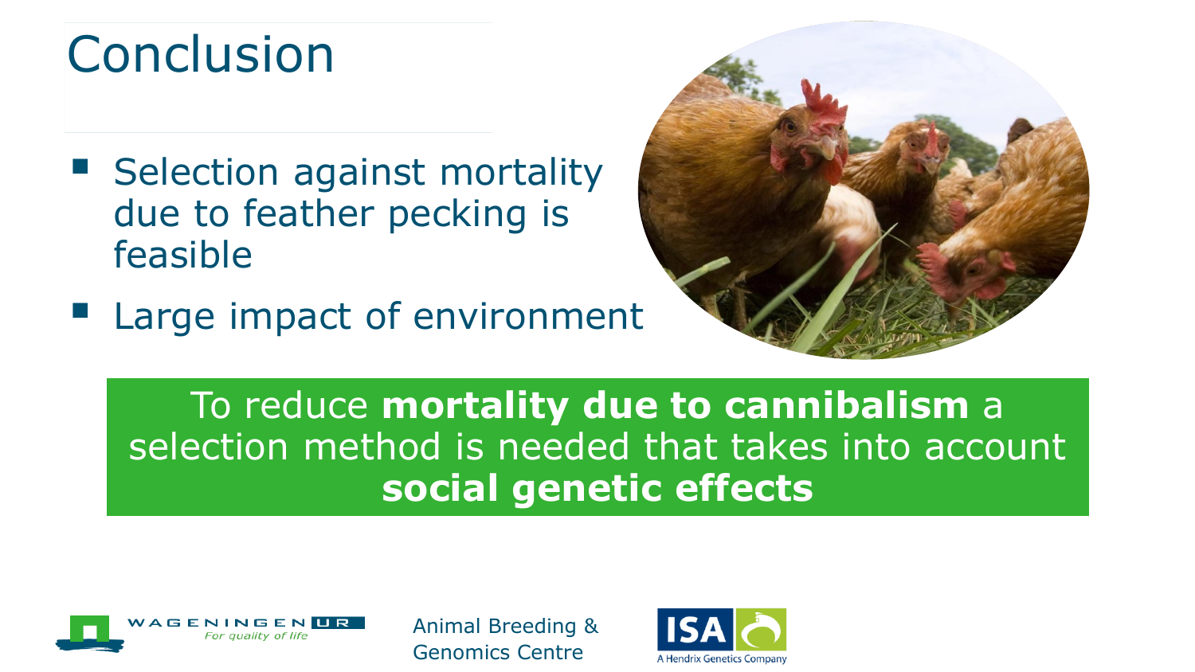# Conclusion

- Selection against mortality due to feather pecking is feasible
- Large impact of environment

To reduce **mortality due to cannibalism** a selection method is needed that takes into account **social genetic effects**

Animal Breeding & Genomics Centre